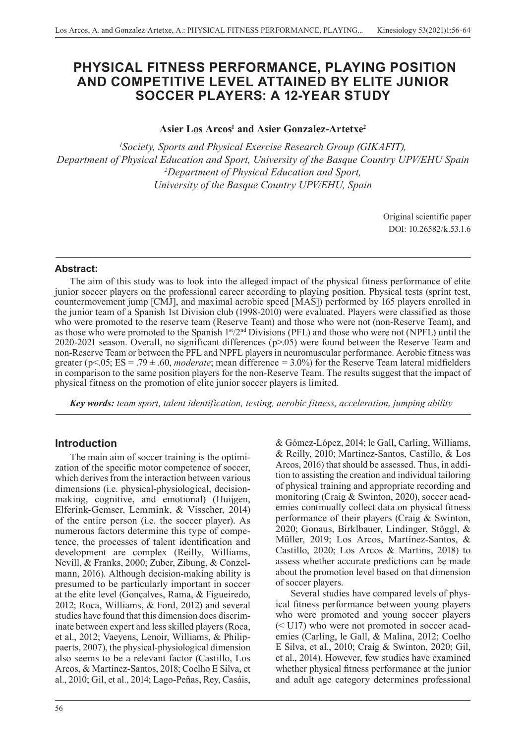# PHYSICAL FITNESS PERFORMANCE, PLAYING POSITION AND COMPETITIVE LEVEL ATTAINED BY ELITE JUNIOR SOCCER PLAYERS: A 12-YEAR STUDY

**Asier Los Arcos[1] and Asier Gonzalez-Artetxe[2]**

*[1]Society, Sports and Physical Exercise Research Group (GIKAFIT), Department of Physical Education and Sport, University of the Basque Country UPV/EHU Spain*
*[2]Department of Physical Education and Sport, University of the Basque Country UPV/EHU, Spain*

Original scientific paper
DOI: 10.26582/k.53.1.6

## Abstract:

The aim of this study was to look into the alleged impact of the physical fitness performance of elite junior soccer players on the professional career according to playing position. Physical tests (sprint test, countermovement jump [CMJ], and maximal aerobic speed [MAS]) performed by 165 players enrolled in the junior team of a Spanish 1st Division club (1998-2010) were evaluated. Players were classified as those who were promoted to the reserve team (Reserve Team) and those who were not (non-Reserve Team), and as those who were promoted to the Spanish 1st/2nd Divisions (PFL) and those who were not (NPFL) until the 2020-2021 season. Overall, no significant differences ($p>.05$) were found between the Reserve Team and non-Reserve Team or between the PFL and NPFL players in neuromuscular performance. Aerobic fitness was greater ($p<.05$; $ES = .79 \pm .60$, *moderate*; mean difference = 3.0%) for the Reserve Team lateral midfielders in comparison to the same position players for the non-Reserve Team. The results suggest that the impact of physical fitness on the promotion of elite junior soccer players is limited.

***Key words:*** *team sport, talent identification, testing, aerobic fitness, acceleration, jumping ability*

## Introduction

The main aim of soccer training is the optimization of the specific motor competence of soccer, which derives from the interaction between various dimensions (i.e. physical-physiological, decision-making, cognitive, and emotional) (Huijgen, Elferink-Gemser, Lemmink, & Visscher, 2014) of the entire person (i.e. the soccer player). As numerous factors determine this type of competence, the processes of talent identification and development are complex (Reilly, Williams, Nevill, & Franks, 2000; Zuber, Zibung, & Conzelmann, 2016). Although decision-making ability is presumed to be particularly important in soccer at the elite level (Gonçalves, Rama, & Figueiredo, 2012; Roca, Williams, & Ford, 2012) and several studies have found that this dimension does discriminate between expert and less skilled players (Roca, et al., 2012; Vaeyens, Lenoir, Williams, & Philippaerts, 2007), the physical-physiological dimension also seems to be a relevant factor (Castillo, Los Arcos, & Martínez-Santos, 2018; Coelho E Silva, et al., 2010; Gil, et al., 2014; Lago-Peñas, Rey, Casáis, & Gómez-López, 2014; le Gall, Carling, Williams, & Reilly, 2010; Martinez-Santos, Castillo, & Los Arcos, 2016) that should be assessed. Thus, in addition to assisting the creation and individual tailoring of physical training and appropriate recording and monitoring (Craig & Swinton, 2020), soccer academies continually collect data on physical fitness performance of their players (Craig & Swinton, 2020; Gonaus, Birklbauer, Lindinger, Stöggl, & Müller, 2019; Los Arcos, Martínez-Santos, & Castillo, 2020; Los Arcos & Martins, 2018) to assess whether accurate predictions can be made about the promotion level based on that dimension of soccer players.

Several studies have compared levels of physical fitness performance between young players who were promoted and young soccer players (< U17) who were not promoted in soccer academies (Carling, le Gall, & Malina, 2012; Coelho E Silva, et al., 2010; Craig & Swinton, 2020; Gil, et al., 2014). However, few studies have examined whether physical fitness performance at the junior and adult age category determines professional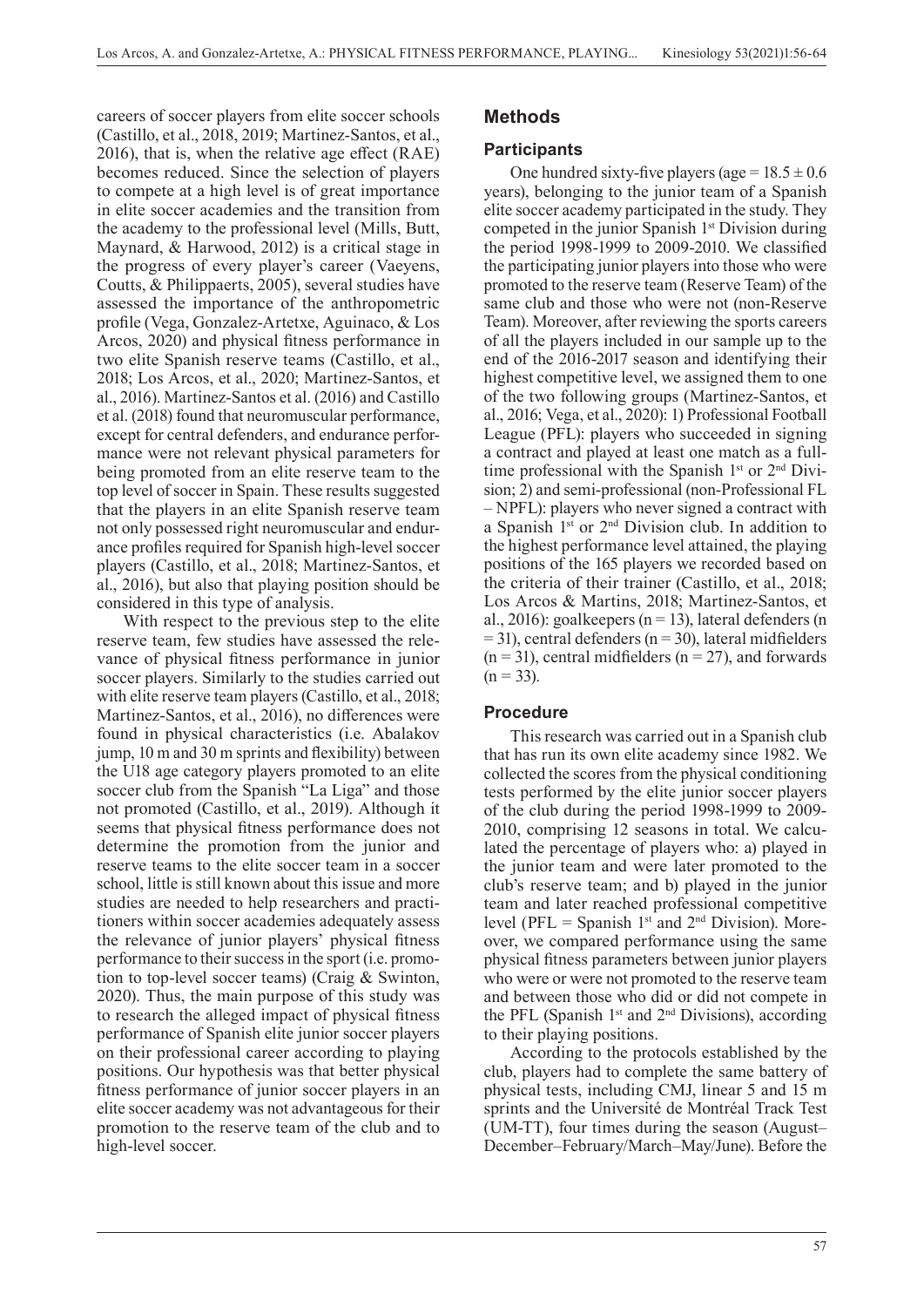careers of soccer players from elite soccer schools (Castillo, et al., 2018, 2019; Martinez-Santos, et al., 2016), that is, when the relative age effect (RAE) becomes reduced. Since the selection of players to compete at a high level is of great importance in elite soccer academies and the transition from the academy to the professional level (Mills, Butt, Maynard, & Harwood, 2012) is a critical stage in the progress of every player's career (Vaeyens, Coutts, & Philippaerts, 2005), several studies have assessed the importance of the anthropometric profile (Vega, Gonzalez-Artetxe, Aguinaco, & Los Arcos, 2020) and physical fitness performance in two elite Spanish reserve teams (Castillo, et al., 2018; Los Arcos, et al., 2020; Martinez-Santos, et al., 2016). Martinez-Santos et al. (2016) and Castillo et al. (2018) found that neuromuscular performance, except for central defenders, and endurance performance were not relevant physical parameters for being promoted from an elite reserve team to the top level of soccer in Spain. These results suggested that the players in an elite Spanish reserve team not only possessed right neuromuscular and endurance profiles required for Spanish high-level soccer players (Castillo, et al., 2018; Martinez-Santos, et al., 2016), but also that playing position should be considered in this type of analysis.

With respect to the previous step to the elite reserve team, few studies have assessed the relevance of physical fitness performance in junior soccer players. Similarly to the studies carried out with elite reserve team players (Castillo, et al., 2018; Martinez-Santos, et al., 2016), no differences were found in physical characteristics (i.e. Abalakov jump, 10 m and 30 m sprints and flexibility) between the U18 age category players promoted to an elite soccer club from the Spanish "La Liga" and those not promoted (Castillo, et al., 2019). Although it seems that physical fitness performance does not determine the promotion from the junior and reserve teams to the elite soccer team in a soccer school, little is still known about this issue and more studies are needed to help researchers and practitioners within soccer academies adequately assess the relevance of junior players' physical fitness performance to their success in the sport (i.e. promotion to top-level soccer teams) (Craig & Swinton, 2020). Thus, the main purpose of this study was to research the alleged impact of physical fitness performance of Spanish elite junior soccer players on their professional career according to playing positions. Our hypothesis was that better physical fitness performance of junior soccer players in an elite soccer academy was not advantageous for their promotion to the reserve team of the club and to high-level soccer.

## Methods

### Participants

One hundred sixty-five players (age = $18.5 \pm 0.6$ years), belonging to the junior team of a Spanish elite soccer academy participated in the study. They competed in the junior Spanish 1st Division during the period 1998-1999 to 2009-2010. We classified the participating junior players into those who were promoted to the reserve team (Reserve Team) of the same club and those who were not (non-Reserve Team). Moreover, after reviewing the sports careers of all the players included in our sample up to the end of the 2016-2017 season and identifying their highest competitive level, we assigned them to one of the two following groups (Martinez-Santos, et al., 2016; Vega, et al., 2020): 1) Professional Football League (PFL): players who succeeded in signing a contract and played at least one match as a full-time professional with the Spanish 1st or 2nd Division; 2) and semi-professional (non-Professional FL – NPFL): players who never signed a contract with a Spanish 1st or 2nd Division club. In addition to the highest performance level attained, the playing positions of the 165 players we recorded based on the criteria of their trainer (Castillo, et al., 2018; Los Arcos & Martins, 2018; Martinez-Santos, et al., 2016): goalkeepers ($n = 13$), lateral defenders ($n = 31$), central defenders ($n = 30$), lateral midfielders ($n = 31$), central midfielders ($n = 27$), and forwards ($n = 33$).

### Procedure

This research was carried out in a Spanish club that has run its own elite academy since 1982. We collected the scores from the physical conditioning tests performed by the elite junior soccer players of the club during the period 1998-1999 to 2009-2010, comprising 12 seasons in total. We calculated the percentage of players who: a) played in the junior team and were later promoted to the club's reserve team; and b) played in the junior team and later reached professional competitive level (PFL = Spanish 1st and 2nd Division). Moreover, we compared performance using the same physical fitness parameters between junior players who were or were not promoted to the reserve team and between those who did or did not compete in the PFL (Spanish 1st and 2nd Divisions), according to their playing positions.

According to the protocols established by the club, players had to complete the same battery of physical tests, including CMJ, linear 5 and 15 m sprints and the Université de Montréal Track Test (UM-TT), four times during the season (August–December–February/March–May/June). Before the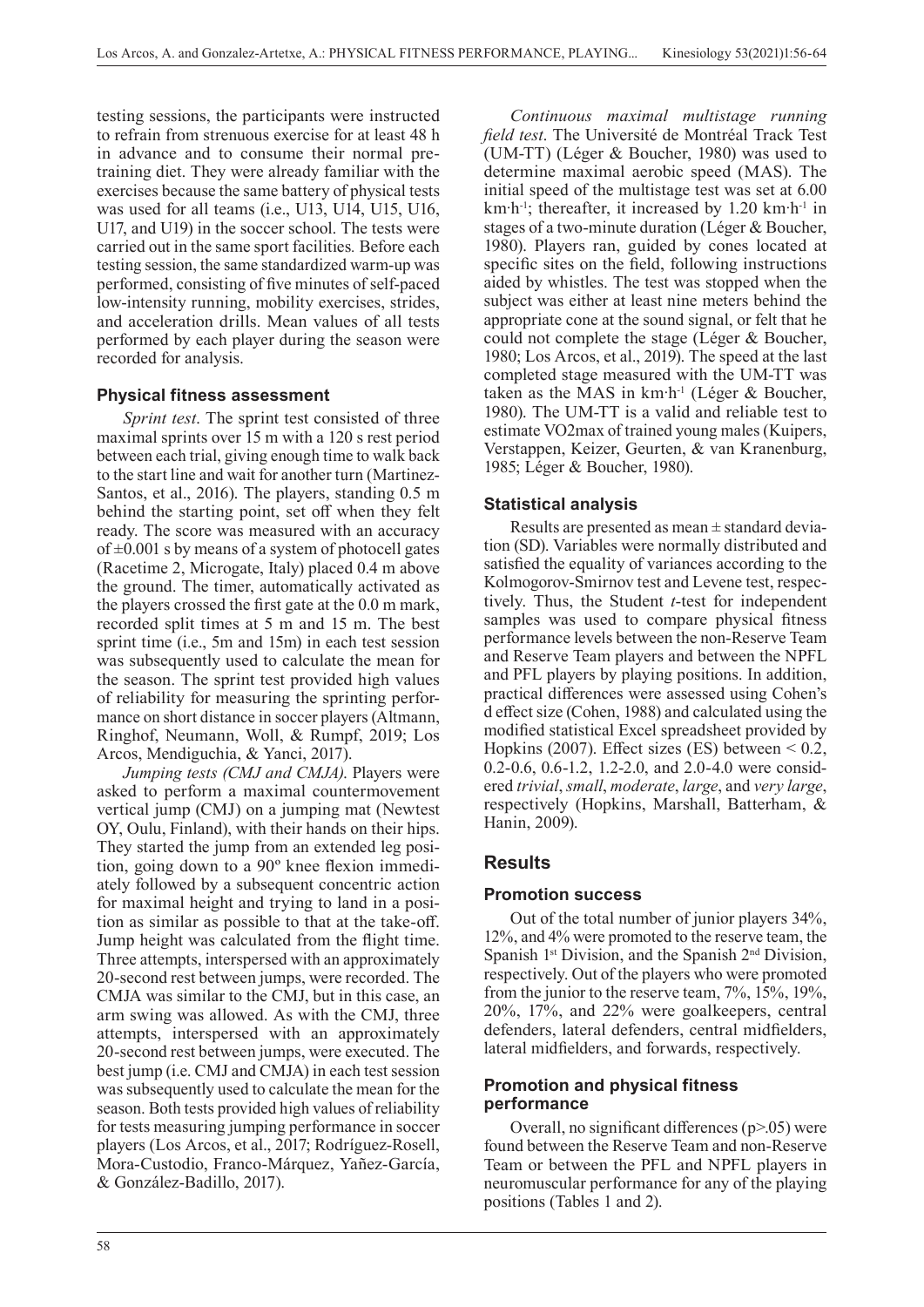testing sessions, the participants were instructed to refrain from strenuous exercise for at least 48 h in advance and to consume their normal pre-training diet. They were already familiar with the exercises because the same battery of physical tests was used for all teams (i.e., U13, U14, U15, U16, U17, and U19) in the soccer school. The tests were carried out in the same sport facilities. Before each testing session, the same standardized warm-up was performed, consisting of five minutes of self-paced low-intensity running, mobility exercises, strides, and acceleration drills. Mean values of all tests performed by each player during the season were recorded for analysis.

### Physical fitness assessment

*Sprint test*. The sprint test consisted of three maximal sprints over 15 m with a 120 s rest period between each trial, giving enough time to walk back to the start line and wait for another turn (Martinez-Santos, et al., 2016). The players, standing 0.5 m behind the starting point, set off when they felt ready. The score was measured with an accuracy of ±0.001 s by means of a system of photocell gates (Racetime 2, Microgate, Italy) placed 0.4 m above the ground. The timer, automatically activated as the players crossed the first gate at the 0.0 m mark, recorded split times at 5 m and 15 m. The best sprint time (i.e., 5m and 15m) in each test session was subsequently used to calculate the mean for the season. The sprint test provided high values of reliability for measuring the sprinting performance on short distance in soccer players (Altmann, Ringhof, Neumann, Woll, & Rumpf, 2019; Los Arcos, Mendiguchia, & Yanci, 2017).

*Jumping tests (CMJ and CMJA)*. Players were asked to perform a maximal countermovement vertical jump (CMJ) on a jumping mat (Newtest OY, Oulu, Finland), with their hands on their hips. They started the jump from an extended leg position, going down to a 90º knee flexion immediately followed by a subsequent concentric action for maximal height and trying to land in a position as similar as possible to that at the take-off. Jump height was calculated from the flight time. Three attempts, interspersed with an approximately 20-second rest between jumps, were recorded. The CMJA was similar to the CMJ, but in this case, an arm swing was allowed. As with the CMJ, three attempts, interspersed with an approximately 20-second rest between jumps, were executed. The best jump (i.e. CMJ and CMJA) in each test session was subsequently used to calculate the mean for the season. Both tests provided high values of reliability for tests measuring jumping performance in soccer players (Los Arcos, et al., 2017; Rodríguez-Rosell, Mora-Custodio, Franco-Márquez, Yañez-García, & González-Badillo, 2017).

*Continuous maximal multistage running field test*. The Université de Montréal Track Test (UM-TT) (Léger & Boucher, 1980) was used to determine maximal aerobic speed (MAS). The initial speed of the multistage test was set at 6.00 $km{\cdot}h^{-1}$; thereafter, it increased by 1.20 $km{\cdot}h^{-1}$ in stages of a two-minute duration (Léger & Boucher, 1980). Players ran, guided by cones located at specific sites on the field, following instructions aided by whistles. The test was stopped when the subject was either at least nine meters behind the appropriate cone at the sound signal, or felt that he could not complete the stage (Léger & Boucher, 1980; Los Arcos, et al., 2019). The speed at the last completed stage measured with the UM-TT was taken as the MAS in $km{\cdot}h^{-1}$ (Léger & Boucher, 1980). The UM-TT is a valid and reliable test to estimate VO2max of trained young males (Kuipers, Verstappen, Keizer, Geurten, & van Kranenburg, 1985; Léger & Boucher, 1980).

### Statistical analysis

Results are presented as mean ± standard deviation (SD). Variables were normally distributed and satisfied the equality of variances according to the Kolmogorov-Smirnov test and Levene test, respectively. Thus, the Student *t*-test for independent samples was used to compare physical fitness performance levels between the non-Reserve Team and Reserve Team players and between the NPFL and PFL players by playing positions. In addition, practical differences were assessed using Cohen's d effect size (Cohen, 1988) and calculated using the modified statistical Excel spreadsheet provided by Hopkins (2007). Effect sizes (ES) between < 0.2, 0.2-0.6, 0.6-1.2, 1.2-2.0, and 2.0-4.0 were considered *trivial*, *small*, *moderate*, *large*, and *very large*, respectively (Hopkins, Marshall, Batterham, & Hanin, 2009).

## Results

### Promotion success

Out of the total number of junior players 34%, 12%, and 4% were promoted to the reserve team, the Spanish 1st Division, and the Spanish 2nd Division, respectively. Out of the players who were promoted from the junior to the reserve team, 7%, 15%, 19%, 20%, 17%, and 22% were goalkeepers, central defenders, lateral defenders, central midfielders, lateral midfielders, and forwards, respectively.

### Promotion and physical fitness performance

Overall, no significant differences ($p>.05$) were found between the Reserve Team and non-Reserve Team or between the PFL and NPFL players in neuromuscular performance for any of the playing positions (Tables 1 and 2).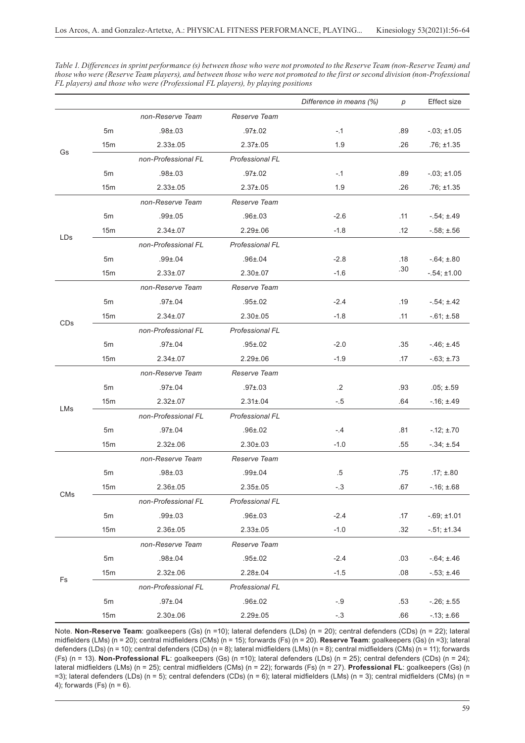*Table 1. Differences in sprint performance (s) between those who were not promoted to the Reserve Team (non-Reserve Team) and those who were (Reserve Team players), and between those who were not promoted to the first or second division (non-Professional FL players) and those who were (Professional FL players), by playing positions*

| | | | | *Difference in means (%)* | *p* | Effect size |
|---|---|---|---|---|---|---|
| Gs | | *non-Reserve Team* | *Reserve Team* | | | |
| | 5m | .98±.03 | .97±.02 | -.1 | .89 | -.03; ±1.05 |
| | 15m | 2.33±.05 | 2.37±.05 | 1.9 | .26 | .76; ±1.35 |
| | | *non-Professional FL* | *Professional FL* | | | |
| | 5m | .98±.03 | .97±.02 | -.1 | .89 | -.03; ±1.05 |
| | 15m | 2.33±.05 | 2.37±.05 | 1.9 | .26 | .76; ±1.35 |
| LDs | | *non-Reserve Team* | *Reserve Team* | | | |
| | 5m | .99±.05 | .96±.03 | -2.6 | .11 | -.54; ±.49 |
| | 15m | 2.34±.07 | 2.29±.06 | -1.8 | .12 | -.58; ±.56 |
| | | *non-Professional FL* | *Professional FL* | | | |
| | 5m | .99±.04 | .96±.04 | -2.8 | .18 | -.64; ±.80 |
| | 15m | 2.33±.07 | 2.30±.07 | -1.6 | .30 | -.54; ±1.00 |
| CDs | | *non-Reserve Team* | *Reserve Team* | | | |
| | 5m | .97±.04 | .95±.02 | -2.4 | .19 | -.54; ±.42 |
| | 15m | 2.34±.07 | 2.30±.05 | -1.8 | .11 | -.61; ±.58 |
| | | *non-Professional FL* | *Professional FL* | | | |
| | 5m | .97±.04 | .95±.02 | -2.0 | .35 | -.46; ±.45 |
| | 15m | 2.34±.07 | 2.29±.06 | -1.9 | .17 | -.63; ±.73 |
| LMs | | *non-Reserve Team* | *Reserve Team* | | | |
| | 5m | .97±.04 | .97±.03 | .2 | .93 | .05; ±.59 |
| | 15m | 2.32±.07 | 2.31±.04 | -.5 | .64 | -.16; ±.49 |
| | | *non-Professional FL* | *Professional FL* | | | |
| | 5m | .97±.04 | .96±.02 | -.4 | .81 | -.12; ±.70 |
| | 15m | 2.32±.06 | 2.30±.03 | -1.0 | .55 | -.34; ±.54 |
| CMs | | *non-Reserve Team* | *Reserve Team* | | | |
| | 5m | .98±.03 | .99±.04 | .5 | .75 | .17; ±.80 |
| | 15m | 2.36±.05 | 2.35±.05 | -.3 | .67 | -.16; ±.68 |
| | | *non-Professional FL* | *Professional FL* | | | |
| | 5m | .99±.03 | .96±.03 | -2.4 | .17 | -.69; ±1.01 |
| | 15m | 2.36±.05 | 2.33±.05 | -1.0 | .32 | -.51; ±1.34 |
| Fs | | *non-Reserve Team* | *Reserve Team* | | | |
| | 5m | .98±.04 | .95±.02 | -2.4 | .03 | -.64; ±.46 |
| | 15m | 2.32±.06 | 2.28±.04 | -1.5 | .08 | -.53; ±.46 |
| | | *non-Professional FL* | *Professional FL* | | | |
| | 5m | .97±.04 | .96±.02 | -.9 | .53 | -.26; ±.55 |
| | 15m | 2.30±.06 | 2.29±.05 | -.3 | .66 | -.13; ±.66 |

Note. **Non-Reserve Team**: goalkeepers (Gs) (n =10); lateral defenders (LDs) (n = 20); central defenders (CDs) (n = 22); lateral midfielders (LMs) (n = 20); central midfielders (CMs) (n = 15); forwards (Fs) (n = 20). **Reserve Team**: goalkeepers (Gs) (n =3); lateral defenders (LDs) (n = 10); central defenders (CDs) (n = 8); lateral midfielders (LMs) (n = 8); central midfielders (CMs) (n = 11); forwards (Fs) (n = 13). **Non-Professional FL**: goalkeepers (Gs) (n =10); lateral defenders (LDs) (n = 25); central defenders (CDs) (n = 24); lateral midfielders (LMs) (n = 25); central midfielders (CMs) (n = 22); forwards (Fs) (n = 27). **Professional FL**: goalkeepers (Gs) (n =3); lateral defenders (LDs) (n = 5); central defenders (CDs) (n = 6); lateral midfielders (LMs) (n = 3); central midfielders (CMs) (n = 4); forwards (Fs) (n = 6).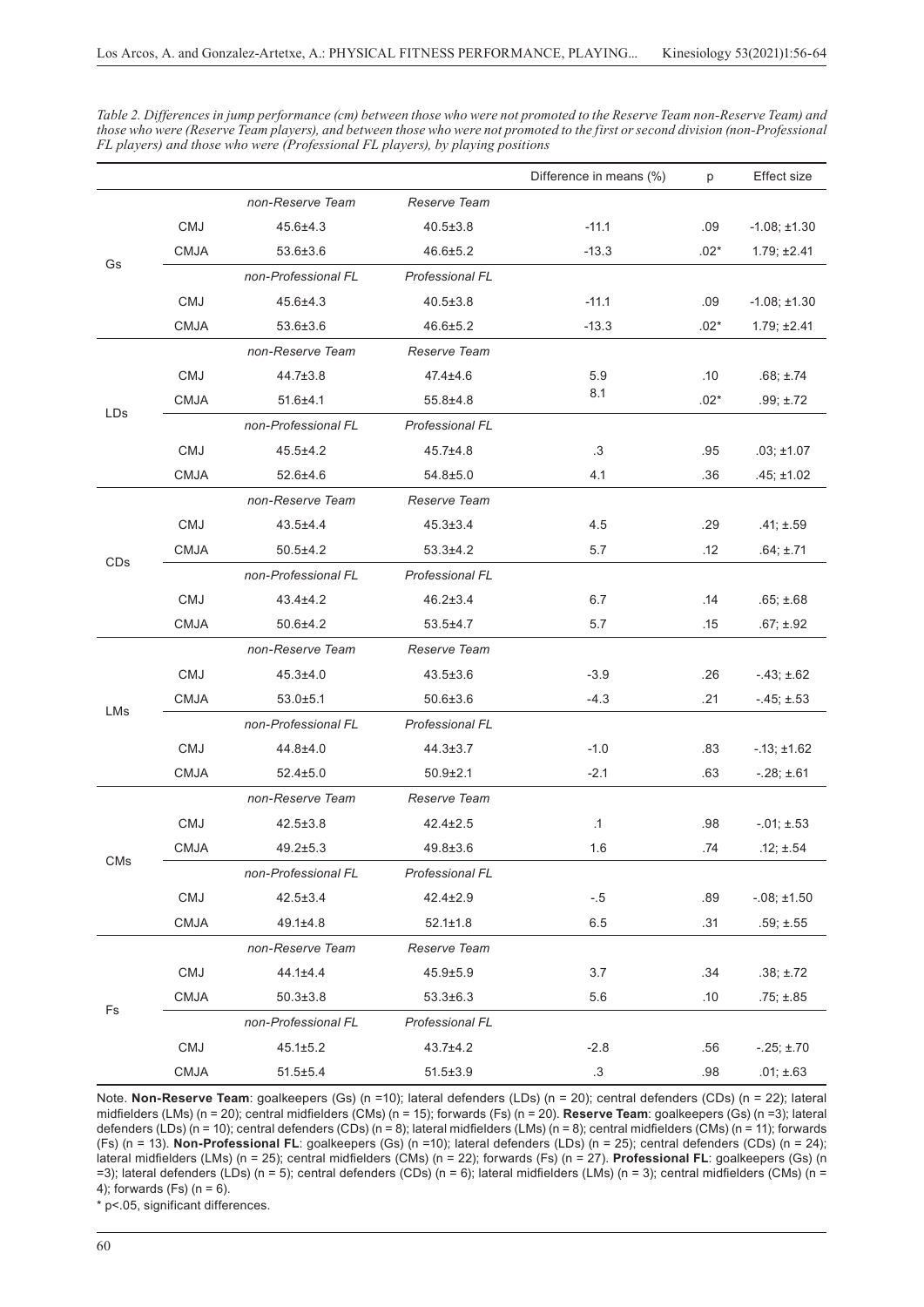*Table 2. Differences in jump performance (cm) between those who were not promoted to the Reserve Team non-Reserve Team) and those who were (Reserve Team players), and between those who were not promoted to the first or second division (non-Professional FL players) and those who were (Professional FL players), by playing positions*

| | | | | Difference in means (%) | p | Effect size |
|---|---|---|---|---|---|---|
| Gs | | *non-Reserve Team* | *Reserve Team* | | | |
| | CMJ | 45.6±4.3 | 40.5±3.8 | -11.1 | .09 | -1.08; ±1.30 |
| | CMJA | 53.6±3.6 | 46.6±5.2 | -13.3 | .02* | 1.79; ±2.41 |
| | | *non-Professional FL* | *Professional FL* | | | |
| | CMJ | 45.6±4.3 | 40.5±3.8 | -11.1 | .09 | -1.08; ±1.30 |
| | CMJA | 53.6±3.6 | 46.6±5.2 | -13.3 | .02* | 1.79; ±2.41 |
| LDs | | *non-Reserve Team* | *Reserve Team* | | | |
| | CMJ | 44.7±3.8 | 47.4±4.6 | 5.9 | .10 | .68; ±.74 |
| | CMJA | 51.6±4.1 | 55.8±4.8 | 8.1 | .02* | .99; ±.72 |
| | | *non-Professional FL* | *Professional FL* | | | |
| | CMJ | 45.5±4.2 | 45.7±4.8 | .3 | .95 | .03; ±1.07 |
| | CMJA | 52.6±4.6 | 54.8±5.0 | 4.1 | .36 | .45; ±1.02 |
| CDs | | *non-Reserve Team* | *Reserve Team* | | | |
| | CMJ | 43.5±4.4 | 45.3±3.4 | 4.5 | .29 | .41; ±.59 |
| | CMJA | 50.5±4.2 | 53.3±4.2 | 5.7 | .12 | .64; ±.71 |
| | | *non-Professional FL* | *Professional FL* | | | |
| | CMJ | 43.4±4.2 | 46.2±3.4 | 6.7 | .14 | .65; ±.68 |
| | CMJA | 50.6±4.2 | 53.5±4.7 | 5.7 | .15 | .67; ±.92 |
| LMs | | *non-Reserve Team* | *Reserve Team* | | | |
| | CMJ | 45.3±4.0 | 43.5±3.6 | -3.9 | .26 | -.43; ±.62 |
| | CMJA | 53.0±5.1 | 50.6±3.6 | -4.3 | .21 | -.45; ±.53 |
| | | *non-Professional FL* | *Professional FL* | | | |
| | CMJ | 44.8±4.0 | 44.3±3.7 | -1.0 | .83 | -.13; ±1.62 |
| | CMJA | 52.4±5.0 | 50.9±2.1 | -2.1 | .63 | -.28; ±.61 |
| CMs | | *non-Reserve Team* | *Reserve Team* | | | |
| | CMJ | 42.5±3.8 | 42.4±2.5 | .1 | .98 | -.01; ±.53 |
| | CMJA | 49.2±5.3 | 49.8±3.6 | 1.6 | .74 | .12; ±.54 |
| | | *non-Professional FL* | *Professional FL* | | | |
| | CMJ | 42.5±3.4 | 42.4±2.9 | -.5 | .89 | -.08; ±1.50 |
| | CMJA | 49.1±4.8 | 52.1±1.8 | 6.5 | .31 | .59; ±.55 |
| Fs | | *non-Reserve Team* | *Reserve Team* | | | |
| | CMJ | 44.1±4.4 | 45.9±5.9 | 3.7 | .34 | .38; ±.72 |
| | CMJA | 50.3±3.8 | 53.3±6.3 | 5.6 | .10 | .75; ±.85 |
| | | *non-Professional FL* | *Professional FL* | | | |
| | CMJ | 45.1±5.2 | 43.7±4.2 | -2.8 | .56 | -.25; ±.70 |
| | CMJA | 51.5±5.4 | 51.5±3.9 | .3 | .98 | .01; ±.63 |

Note. **Non-Reserve Team**: goalkeepers (Gs) (n =10); lateral defenders (LDs) (n = 20); central defenders (CDs) (n = 22); lateral midfielders (LMs) (n = 20); central midfielders (CMs) (n = 15); forwards (Fs) (n = 20). **Reserve Team**: goalkeepers (Gs) (n =3); lateral defenders (LDs) (n = 10); central defenders (CDs) (n = 8); lateral midfielders (LMs) (n = 8); central midfielders (CMs) (n = 11); forwards (Fs) (n = 13). **Non-Professional FL**: goalkeepers (Gs) (n =10); lateral defenders (LDs) (n = 25); central defenders (CDs) (n = 24); lateral midfielders (LMs) (n = 25); central midfielders (CMs) (n = 22); forwards (Fs) (n = 27). **Professional FL**: goalkeepers (Gs) (n =3); lateral defenders (LDs) (n = 5); central defenders (CDs) (n = 6); lateral midfielders (LMs) (n = 3); central midfielders (CMs) (n = 4); forwards (Fs) (n = 6).

* p<.05, significant differences.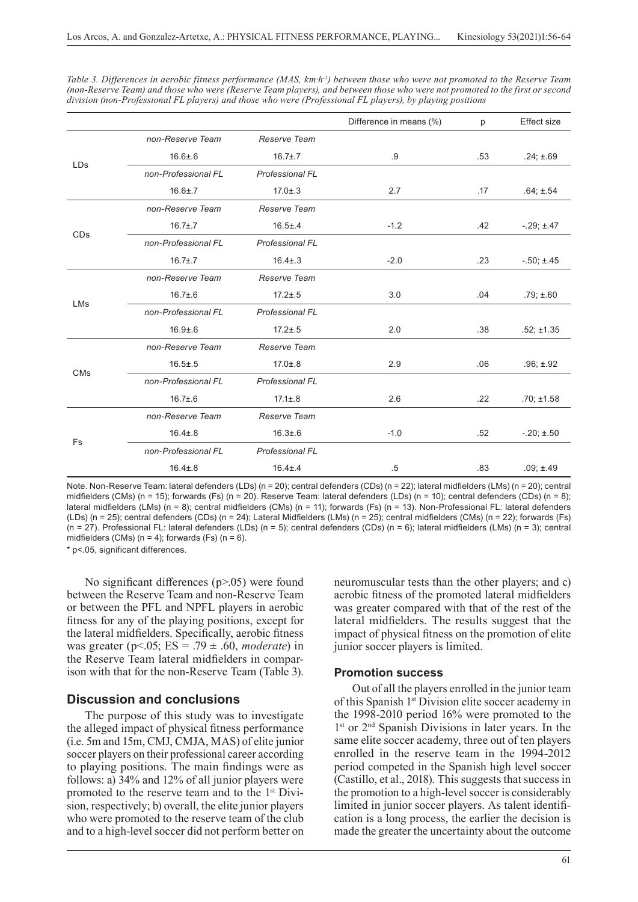*Table 3. Differences in aerobic fitness performance (MAS, km·h⁻¹) between those who were not promoted to the Reserve Team (non-Reserve Team) and those who were (Reserve Team players), and between those who were not promoted to the first or second division (non-Professional FL players) and those who were (Professional FL players), by playing positions*

| | | | Difference in means (%) | p | Effect size |
|---|---|---|---|---|---|
| LDs | *non-Reserve Team* | *Reserve Team* | | | |
| | 16.6±.6 | 16.7±.7 | .9 | .53 | .24; ±.69 |
| | *non-Professional FL* | *Professional FL* | | | |
| | 16.6±.7 | 17.0±.3 | 2.7 | .17 | .64; ±.54 |
| CDs | *non-Reserve Team* | *Reserve Team* | | | |
| | 16.7±.7 | 16.5±.4 | -1.2 | .42 | -.29; ±.47 |
| | *non-Professional FL* | *Professional FL* | | | |
| | 16.7±.7 | 16.4±.3 | -2.0 | .23 | -.50; ±.45 |
| LMs | *non-Reserve Team* | *Reserve Team* | | | |
| | 16.7±.6 | 17.2±.5 | 3.0 | .04 | .79; ±.60 |
| | *non-Professional FL* | *Professional FL* | | | |
| | 16.9±.6 | 17.2±.5 | 2.0 | .38 | .52; ±1.35 |
| CMs | *non-Reserve Team* | *Reserve Team* | | | |
| | 16.5±.5 | 17.0±.8 | 2.9 | .06 | .96; ±.92 |
| | *non-Professional FL* | *Professional FL* | | | |
| | 16.7±.6 | 17.1±.8 | 2.6 | .22 | .70; ±1.58 |
| Fs | *non-Reserve Team* | *Reserve Team* | | | |
| | 16.4±.8 | 16.3±.6 | -1.0 | .52 | -.20; ±.50 |
| | *non-Professional FL* | *Professional FL* | | | |
| | 16.4±.8 | 16.4±.4 | .5 | .83 | .09; ±.49 |

Note. Non-Reserve Team: lateral defenders (LDs) (n = 20); central defenders (CDs) (n = 22); lateral midfielders (LMs) (n = 20); central midfielders (CMs) (n = 15); forwards (Fs) (n = 20). Reserve Team: lateral defenders (LDs) (n = 10); central defenders (CDs) (n = 8); lateral midfielders (LMs) (n = 8); central midfielders (CMs) (n = 11); forwards (Fs) (n = 13). Non-Professional FL: lateral defenders (LDs) (n = 25); central defenders (CDs) (n = 24); Lateral Midfielders (LMs) (n = 25); central midfielders (CMs) (n = 22); forwards (Fs) (n = 27). Professional FL: lateral defenders (LDs) (n = 5); central defenders (CDs) (n = 6); lateral midfielders (LMs) (n = 3); central midfielders (CMs) (n = 4); forwards (Fs) (n = 6).

\* p<.05, significant differences.

No significant differences ($p>.05$) were found between the Reserve Team and non-Reserve Team or between the PFL and NPFL players in aerobic fitness for any of the playing positions, except for the lateral midfielders. Specifically, aerobic fitness was greater ($p<.05$; $ES = .79 \pm .60$, *moderate*) in the Reserve Team lateral midfielders in comparison with that for the non-Reserve Team (Table 3).

## Discussion and conclusions

The purpose of this study was to investigate the alleged impact of physical fitness performance (i.e. 5m and 15m, CMJ, CMJA, MAS) of elite junior soccer players on their professional career according to playing positions. The main findings were as follows: a) 34% and 12% of all junior players were promoted to the reserve team and to the 1st Division, respectively; b) overall, the elite junior players who were promoted to the reserve team of the club and to a high-level soccer did not perform better on neuromuscular tests than the other players; and c) aerobic fitness of the promoted lateral midfielders was greater compared with that of the rest of the lateral midfielders. The results suggest that the impact of physical fitness on the promotion of elite junior soccer players is limited.

### Promotion success

Out of all the players enrolled in the junior team of this Spanish 1st Division elite soccer academy in the 1998-2010 period 16% were promoted to the 1st or 2nd Spanish Divisions in later years. In the same elite soccer academy, three out of ten players enrolled in the reserve team in the 1994-2012 period competed in the Spanish high level soccer (Castillo, et al., 2018). This suggests that success in the promotion to a high-level soccer is considerably limited in junior soccer players. As talent identification is a long process, the earlier the decision is made the greater the uncertainty about the outcome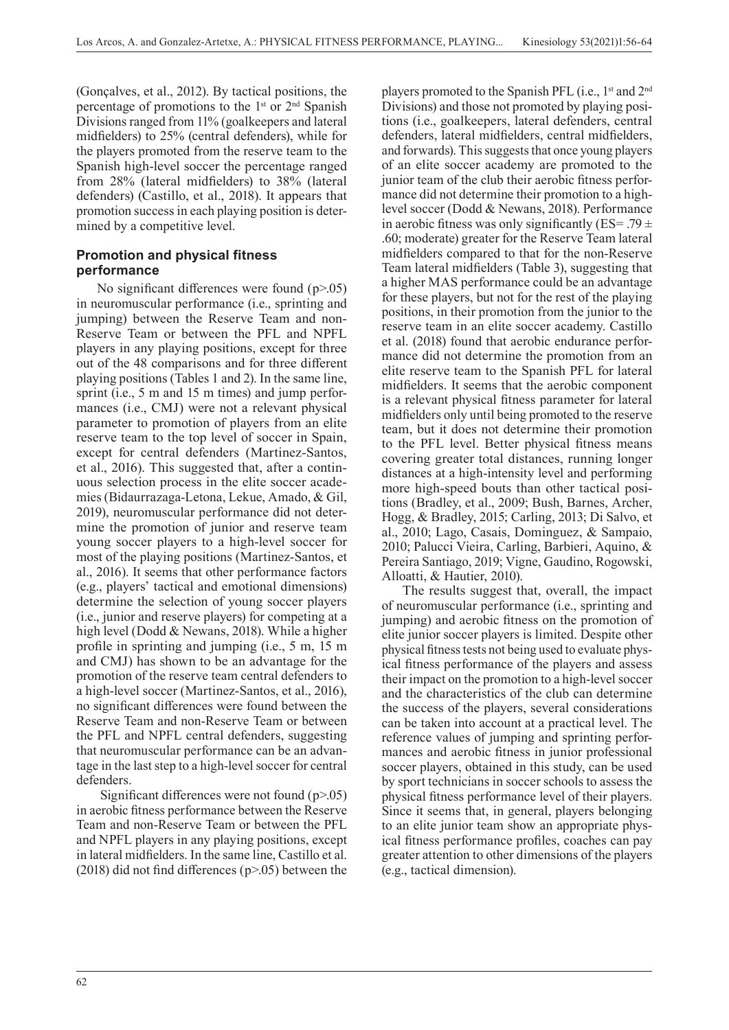(Gonçalves, et al., 2012). By tactical positions, the percentage of promotions to the 1st or 2nd Spanish Divisions ranged from 11% (goalkeepers and lateral midfielders) to 25% (central defenders), while for the players promoted from the reserve team to the Spanish high-level soccer the percentage ranged from 28% (lateral midfielders) to 38% (lateral defenders) (Castillo, et al., 2018). It appears that promotion success in each playing position is determined by a competitive level.

### Promotion and physical fitness performance

No significant differences were found ($p > .05$) in neuromuscular performance (i.e., sprinting and jumping) between the Reserve Team and non-Reserve Team or between the PFL and NPFL players in any playing positions, except for three out of the 48 comparisons and for three different playing positions (Tables 1 and 2). In the same line, sprint (i.e., 5 m and 15 m times) and jump performances (i.e., CMJ) were not a relevant physical parameter to promotion of players from an elite reserve team to the top level of soccer in Spain, except for central defenders (Martinez-Santos, et al., 2016). This suggested that, after a continuous selection process in the elite soccer academies (Bidaurrazaga-Letona, Lekue, Amado, & Gil, 2019), neuromuscular performance did not determine the promotion of junior and reserve team young soccer players to a high-level soccer for most of the playing positions (Martinez-Santos, et al., 2016). It seems that other performance factors (e.g., players' tactical and emotional dimensions) determine the selection of young soccer players (i.e., junior and reserve players) for competing at a high level (Dodd & Newans, 2018). While a higher profile in sprinting and jumping (i.e., 5 m, 15 m and CMJ) has shown to be an advantage for the promotion of the reserve team central defenders to a high-level soccer (Martinez-Santos, et al., 2016), no significant differences were found between the Reserve Team and non-Reserve Team or between the PFL and NPFL central defenders, suggesting that neuromuscular performance can be an advantage in the last step to a high-level soccer for central defenders.

Significant differences were not found ($p > .05$) in aerobic fitness performance between the Reserve Team and non-Reserve Team or between the PFL and NPFL players in any playing positions, except in lateral midfielders. In the same line, Castillo et al. (2018) did not find differences ($p > .05$) between the players promoted to the Spanish PFL (i.e., 1st and 2nd Divisions) and those not promoted by playing positions (i.e., goalkeepers, lateral defenders, central defenders, lateral midfielders, central midfielders, and forwards). This suggests that once young players of an elite soccer academy are promoted to the junior team of the club their aerobic fitness performance did not determine their promotion to a high-level soccer (Dodd & Newans, 2018). Performance in aerobic fitness was only significantly ($ES = .79 \pm .60$; moderate) greater for the Reserve Team lateral midfielders compared to that for the non-Reserve Team lateral midfielders (Table 3), suggesting that a higher MAS performance could be an advantage for these players, but not for the rest of the playing positions, in their promotion from the junior to the reserve team in an elite soccer academy. Castillo et al. (2018) found that aerobic endurance performance did not determine the promotion from an elite reserve team to the Spanish PFL for lateral midfielders. It seems that the aerobic component is a relevant physical fitness parameter for lateral midfielders only until being promoted to the reserve team, but it does not determine their promotion to the PFL level. Better physical fitness means covering greater total distances, running longer distances at a high-intensity level and performing more high-speed bouts than other tactical positions (Bradley, et al., 2009; Bush, Barnes, Archer, Hogg, & Bradley, 2015; Carling, 2013; Di Salvo, et al., 2010; Lago, Casais, Dominguez, & Sampaio, 2010; Palucci Vieira, Carling, Barbieri, Aquino, & Pereira Santiago, 2019; Vigne, Gaudino, Rogowski, Alloatti, & Hautier, 2010).

The results suggest that, overall, the impact of neuromuscular performance (i.e., sprinting and jumping) and aerobic fitness on the promotion of elite junior soccer players is limited. Despite other physical fitness tests not being used to evaluate physical fitness performance of the players and assess their impact on the promotion to a high-level soccer and the characteristics of the club can determine the success of the players, several considerations can be taken into account at a practical level. The reference values of jumping and sprinting performances and aerobic fitness in junior professional soccer players, obtained in this study, can be used by sport technicians in soccer schools to assess the physical fitness performance level of their players. Since it seems that, in general, players belonging to an elite junior team show an appropriate physical fitness performance profiles, coaches can pay greater attention to other dimensions of the players (e.g., tactical dimension).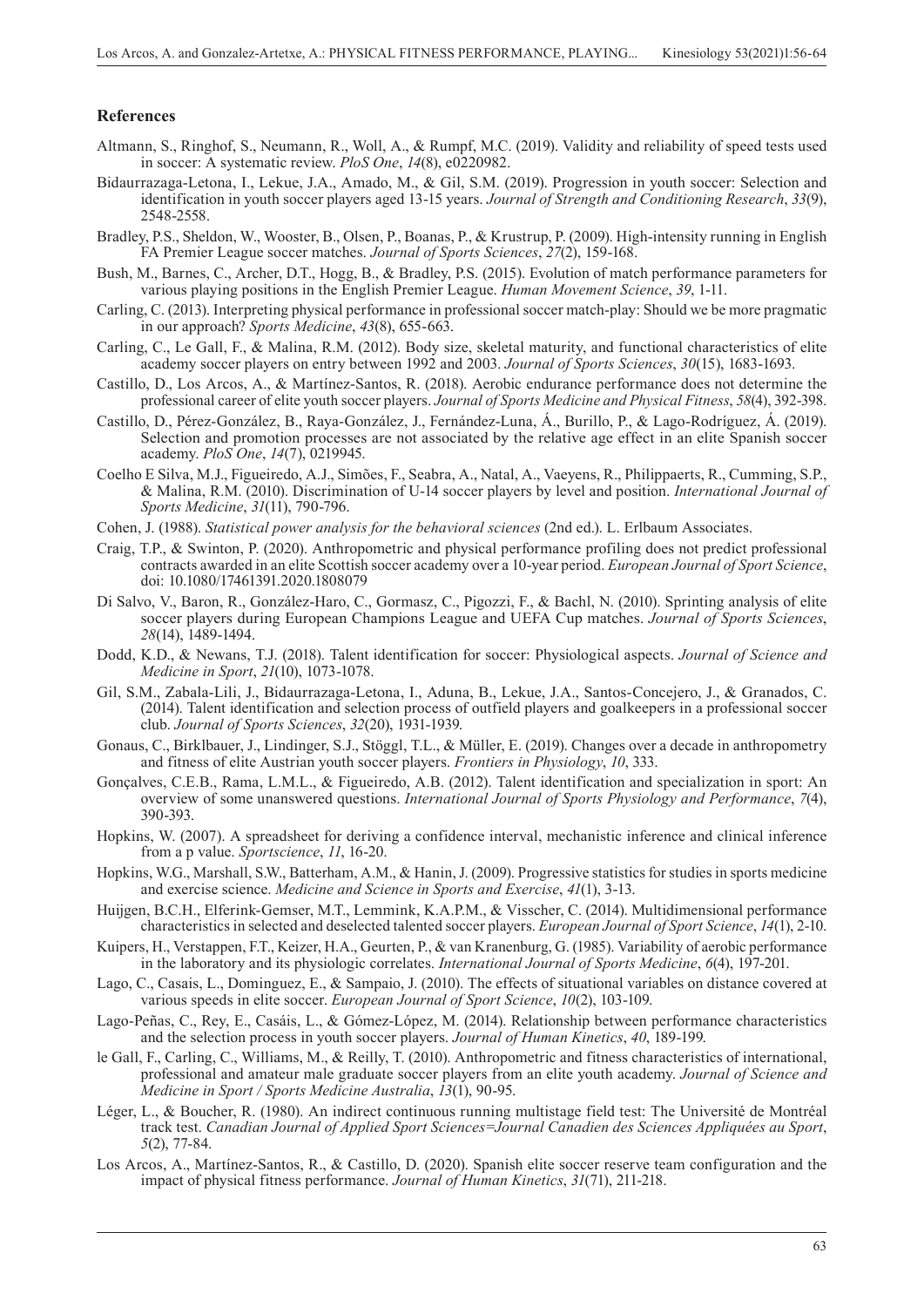## References

Altmann, S., Ringhof, S., Neumann, R., Woll, A., & Rumpf, M.C. (2019). Validity and reliability of speed tests used in soccer: A systematic review. *PloS One*, *14*(8), e0220982.

Bidaurrazaga-Letona, I., Lekue, J.A., Amado, M., & Gil, S.M. (2019). Progression in youth soccer: Selection and identification in youth soccer players aged 13-15 years. *Journal of Strength and Conditioning Research*, *33*(9), 2548-2558.

Bradley, P.S., Sheldon, W., Wooster, B., Olsen, P., Boanas, P., & Krustrup, P. (2009). High-intensity running in English FA Premier League soccer matches. *Journal of Sports Sciences*, *27*(2), 159-168.

Bush, M., Barnes, C., Archer, D.T., Hogg, B., & Bradley, P.S. (2015). Evolution of match performance parameters for various playing positions in the English Premier League. *Human Movement Science*, *39*, 1-11.

Carling, C. (2013). Interpreting physical performance in professional soccer match-play: Should we be more pragmatic in our approach? *Sports Medicine*, *43*(8), 655-663.

Carling, C., Le Gall, F., & Malina, R.M. (2012). Body size, skeletal maturity, and functional characteristics of elite academy soccer players on entry between 1992 and 2003. *Journal of Sports Sciences*, *30*(15), 1683-1693.

Castillo, D., Los Arcos, A., & Martínez-Santos, R. (2018). Aerobic endurance performance does not determine the professional career of elite youth soccer players. *Journal of Sports Medicine and Physical Fitness*, *58*(4), 392-398.

Castillo, D., Pérez-González, B., Raya-González, J., Fernández-Luna, Á., Burillo, P., & Lago-Rodríguez, Á. (2019). Selection and promotion processes are not associated by the relative age effect in an elite Spanish soccer academy. *PloS One*, *14*(7), 0219945.

Coelho E Silva, M.J., Figueiredo, A.J., Simões, F., Seabra, A., Natal, A., Vaeyens, R., Philippaerts, R., Cumming, S.P., & Malina, R.M. (2010). Discrimination of U-14 soccer players by level and position. *International Journal of Sports Medicine*, *31*(11), 790-796.

Cohen, J. (1988). *Statistical power analysis for the behavioral sciences* (2nd ed.). L. Erlbaum Associates.

Craig, T.P., & Swinton, P. (2020). Anthropometric and physical performance profiling does not predict professional contracts awarded in an elite Scottish soccer academy over a 10-year period. *European Journal of Sport Science*, doi: 10.1080/17461391.2020.1808079

Di Salvo, V., Baron, R., González-Haro, C., Gormasz, C., Pigozzi, F., & Bachl, N. (2010). Sprinting analysis of elite soccer players during European Champions League and UEFA Cup matches. *Journal of Sports Sciences*, *28*(14), 1489-1494.

Dodd, K.D., & Newans, T.J. (2018). Talent identification for soccer: Physiological aspects. *Journal of Science and Medicine in Sport*, *21*(10), 1073-1078.

Gil, S.M., Zabala-Lili, J., Bidaurrazaga-Letona, I., Aduna, B., Lekue, J.A., Santos-Concejero, J., & Granados, C. (2014). Talent identification and selection process of outfield players and goalkeepers in a professional soccer club. *Journal of Sports Sciences*, *32*(20), 1931-1939.

Gonaus, C., Birklbauer, J., Lindinger, S.J., Stöggl, T.L., & Müller, E. (2019). Changes over a decade in anthropometry and fitness of elite Austrian youth soccer players. *Frontiers in Physiology*, *10*, 333.

Gonçalves, C.E.B., Rama, L.M.L., & Figueiredo, A.B. (2012). Talent identification and specialization in sport: An overview of some unanswered questions. *International Journal of Sports Physiology and Performance*, *7*(4), 390-393.

Hopkins, W. (2007). A spreadsheet for deriving a confidence interval, mechanistic inference and clinical inference from a p value. *Sportscience*, *11*, 16-20.

Hopkins, W.G., Marshall, S.W., Batterham, A.M., & Hanin, J. (2009). Progressive statistics for studies in sports medicine and exercise science. *Medicine and Science in Sports and Exercise*, *41*(1), 3-13.

Huijgen, B.C.H., Elferink-Gemser, M.T., Lemmink, K.A.P.M., & Visscher, C. (2014). Multidimensional performance characteristics in selected and deselected talented soccer players. *European Journal of Sport Science*, *14*(1), 2-10.

Kuipers, H., Verstappen, F.T., Keizer, H.A., Geurten, P., & van Kranenburg, G. (1985). Variability of aerobic performance in the laboratory and its physiologic correlates. *International Journal of Sports Medicine*, *6*(4), 197-201.

Lago, C., Casais, L., Dominguez, E., & Sampaio, J. (2010). The effects of situational variables on distance covered at various speeds in elite soccer. *European Journal of Sport Science*, *10*(2), 103-109.

Lago-Peñas, C., Rey, E., Casáis, L., & Gómez-López, M. (2014). Relationship between performance characteristics and the selection process in youth soccer players. *Journal of Human Kinetics*, *40*, 189-199.

le Gall, F., Carling, C., Williams, M., & Reilly, T. (2010). Anthropometric and fitness characteristics of international, professional and amateur male graduate soccer players from an elite youth academy. *Journal of Science and Medicine in Sport / Sports Medicine Australia*, *13*(1), 90-95.

Léger, L., & Boucher, R. (1980). An indirect continuous running multistage field test: The Université de Montréal track test. *Canadian Journal of Applied Sport Sciences=Journal Canadien des Sciences Appliquées au Sport*, *5*(2), 77-84.

Los Arcos, A., Martínez-Santos, R., & Castillo, D. (2020). Spanish elite soccer reserve team configuration and the impact of physical fitness performance. *Journal of Human Kinetics*, *31*(71), 211-218.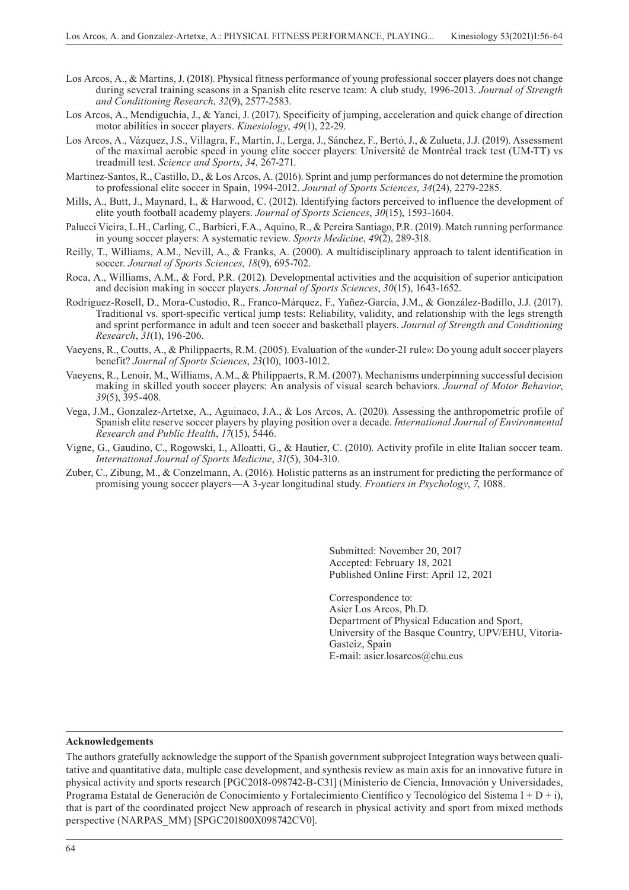Los Arcos, A., & Martins, J. (2018). Physical fitness performance of young professional soccer players does not change during several training seasons in a Spanish elite reserve team: A club study, 1996-2013. *Journal of Strength and Conditioning Research*, *32*(9), 2577-2583.

Los Arcos, A., Mendiguchia, J., & Yanci, J. (2017). Specificity of jumping, acceleration and quick change of direction motor abilities in soccer players. *Kinesiology*, *49*(1), 22-29.

Los Arcos, A., Vázquez, J.S., Villagra, F., Martín, J., Lerga, J., Sánchez, F., Bertó, J., & Zulueta, J.J. (2019). Assessment of the maximal aerobic speed in young elite soccer players: Université de Montréal track test (UM-TT) vs treadmill test. *Science and Sports*, *34*, 267-271.

Martinez-Santos, R., Castillo, D., & Los Arcos, A. (2016). Sprint and jump performances do not determine the promotion to professional elite soccer in Spain, 1994-2012. *Journal of Sports Sciences*, *34*(24), 2279-2285.

Mills, A., Butt, J., Maynard, I., & Harwood, C. (2012). Identifying factors perceived to influence the development of elite youth football academy players. *Journal of Sports Sciences*, *30*(15), 1593-1604.

Palucci Vieira, L.H., Carling, C., Barbieri, F.A., Aquino, R., & Pereira Santiago, P.R. (2019). Match running performance in young soccer players: A systematic review. *Sports Medicine*, *49*(2), 289-318.

Reilly, T., Williams, A.M., Nevill, A., & Franks, A. (2000). A multidisciplinary approach to talent identification in soccer. *Journal of Sports Sciences*, *18*(9), 695-702.

Roca, A., Williams, A.M., & Ford, P.R. (2012). Developmental activities and the acquisition of superior anticipation and decision making in soccer players. *Journal of Sports Sciences*, *30*(15), 1643-1652.

Rodríguez-Rosell, D., Mora-Custodio, R., Franco-Márquez, F., Yañez-García, J.M., & González-Badillo, J.J. (2017). Traditional vs. sport-specific vertical jump tests: Reliability, validity, and relationship with the legs strength and sprint performance in adult and teen soccer and basketball players. *Journal of Strength and Conditioning Research*, *31*(1), 196-206.

Vaeyens, R., Coutts, A., & Philippaerts, R.M. (2005). Evaluation of the «under-21 rule»: Do young adult soccer players benefit? *Journal of Sports Sciences*, *23*(10), 1003-1012.

Vaeyens, R., Lenoir, M., Williams, A.M., & Philippaerts, R.M. (2007). Mechanisms underpinning successful decision making in skilled youth soccer players: An analysis of visual search behaviors. *Journal of Motor Behavior*, *39*(5), 395-408.

Vega, J.M., Gonzalez-Artetxe, A., Aguinaco, J.A., & Los Arcos, A. (2020). Assessing the anthropometric profile of Spanish elite reserve soccer players by playing position over a decade. *International Journal of Environmental Research and Public Health*, *17*(15), 5446.

Vigne, G., Gaudino, C., Rogowski, I., Alloatti, G., & Hautier, C. (2010). Activity profile in elite Italian soccer team. *International Journal of Sports Medicine*, *31*(5), 304-310.

Zuber, C., Zibung, M., & Conzelmann, A. (2016). Holistic patterns as an instrument for predicting the performance of promising young soccer players—A 3-year longitudinal study. *Frontiers in Psychology*, *7*, 1088.

Submitted: November 20, 2017
Accepted: February 18, 2021
Published Online First: April 12, 2021

Correspondence to:
Asier Los Arcos, Ph.D.
Department of Physical Education and Sport,
University of the Basque Country, UPV/EHU, Vitoria-Gasteiz, Spain
E-mail: asier.losarcos@ehu.eus

**Acknowledgements**

The authors gratefully acknowledge the support of the Spanish government subproject Integration ways between qualitative and quantitative data, multiple case development, and synthesis review as main axis for an innovative future in physical activity and sports research [PGC2018-098742-B-C31] (Ministerio de Ciencia, Innovación y Universidades, Programa Estatal de Generación de Conocimiento y Fortalecimiento Científico y Tecnológico del Sistema I + D + i), that is part of the coordinated project New approach of research in physical activity and sport from mixed methods perspective (NARPAS_MM) [SPGC201800X098742CV0].